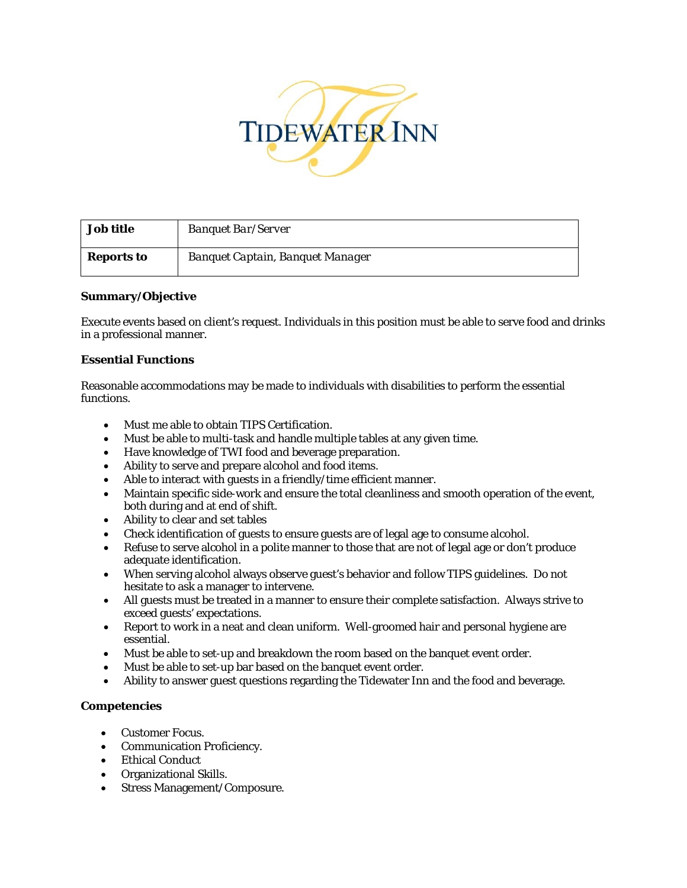# TIDEWATER INN

| **Job title** | *Banquet Bar/Server* |
|---|---|
| **Reports to** | *Banquet Captain, Banquet Manager* |

**Summary/Objective**

Execute events based on client's request. Individuals in this position must be able to serve food and drinks in a professional manner.

**Essential Functions**

Reasonable accommodations may be made to individuals with disabilities to perform the essential functions.

- Must me able to obtain TIPS Certification.
- Must be able to multi-task and handle multiple tables at any given time.
- Have knowledge of TWI food and beverage preparation.
- Ability to serve and prepare alcohol and food items.
- Able to interact with guests in a friendly/time efficient manner.
- Maintain specific side-work and ensure the total cleanliness and smooth operation of the event, both during and at end of shift.
- Ability to clear and set tables
- Check identification of guests to ensure guests are of legal age to consume alcohol.
- Refuse to serve alcohol in a polite manner to those that are not of legal age or don't produce adequate identification.
- When serving alcohol always observe guest's behavior and follow TIPS guidelines. Do not hesitate to ask a manager to intervene.
- All guests must be treated in a manner to ensure their complete satisfaction. Always strive to exceed guests' expectations.
- Report to work in a neat and clean uniform. Well-groomed hair and personal hygiene are essential.
- Must be able to set-up and breakdown the room based on the banquet event order.
- Must be able to set-up bar based on the banquet event order.
- Ability to answer guest questions regarding the Tidewater Inn and the food and beverage.

**Competencies**

- Customer Focus.
- Communication Proficiency.
- Ethical Conduct
- Organizational Skills.
- Stress Management/Composure.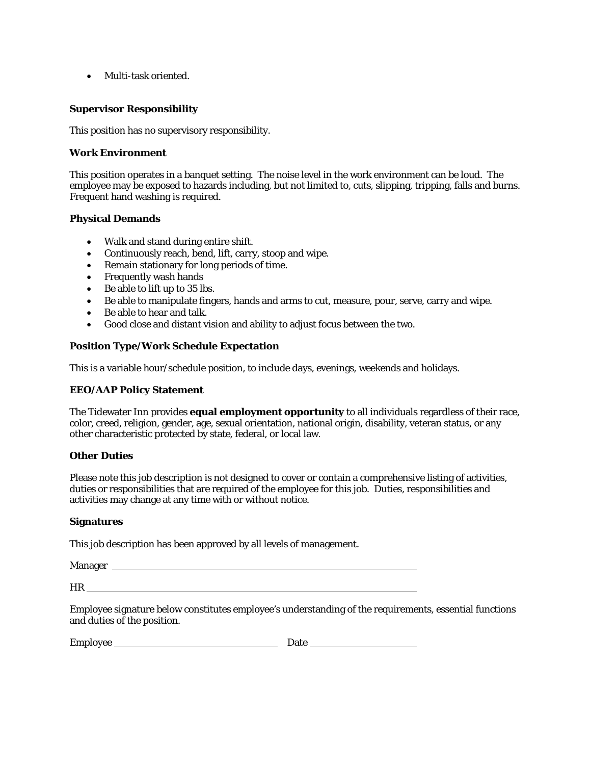- Multi-task oriented.

**Supervisor Responsibility**

This position has no supervisory responsibility.

**Work Environment**

This position operates in a banquet setting. The noise level in the work environment can be loud. The employee may be exposed to hazards including, but not limited to, cuts, slipping, tripping, falls and burns. Frequent hand washing is required.

**Physical Demands**

- Walk and stand during entire shift.
- Continuously reach, bend, lift, carry, stoop and wipe.
- Remain stationary for long periods of time.
- Frequently wash hands
- Be able to lift up to 35 lbs.
- Be able to manipulate fingers, hands and arms to cut, measure, pour, serve, carry and wipe.
- Be able to hear and talk.
- Good close and distant vision and ability to adjust focus between the two.

**Position Type/Work Schedule Expectation**

This is a variable hour/schedule position, to include days, evenings, weekends and holidays.

**EEO/AAP Policy Statement**

The Tidewater Inn provides **equal employment opportunity** to all individuals regardless of their race, color, creed, religion, gender, age, sexual orientation, national origin, disability, veteran status, or any other characteristic protected by state, federal, or local law.

**Other Duties**

Please note this job description is not designed to cover or contain a comprehensive listing of activities, duties or responsibilities that are required of the employee for this job. Duties, responsibilities and activities may change at any time with or without notice.

**Signatures**

This job description has been approved by all levels of management.

Manager ______________________________________________

HR ______________________________________________

Employee signature below constitutes employee's understanding of the requirements, essential functions and duties of the position.

Employee ______________________ Date ______________